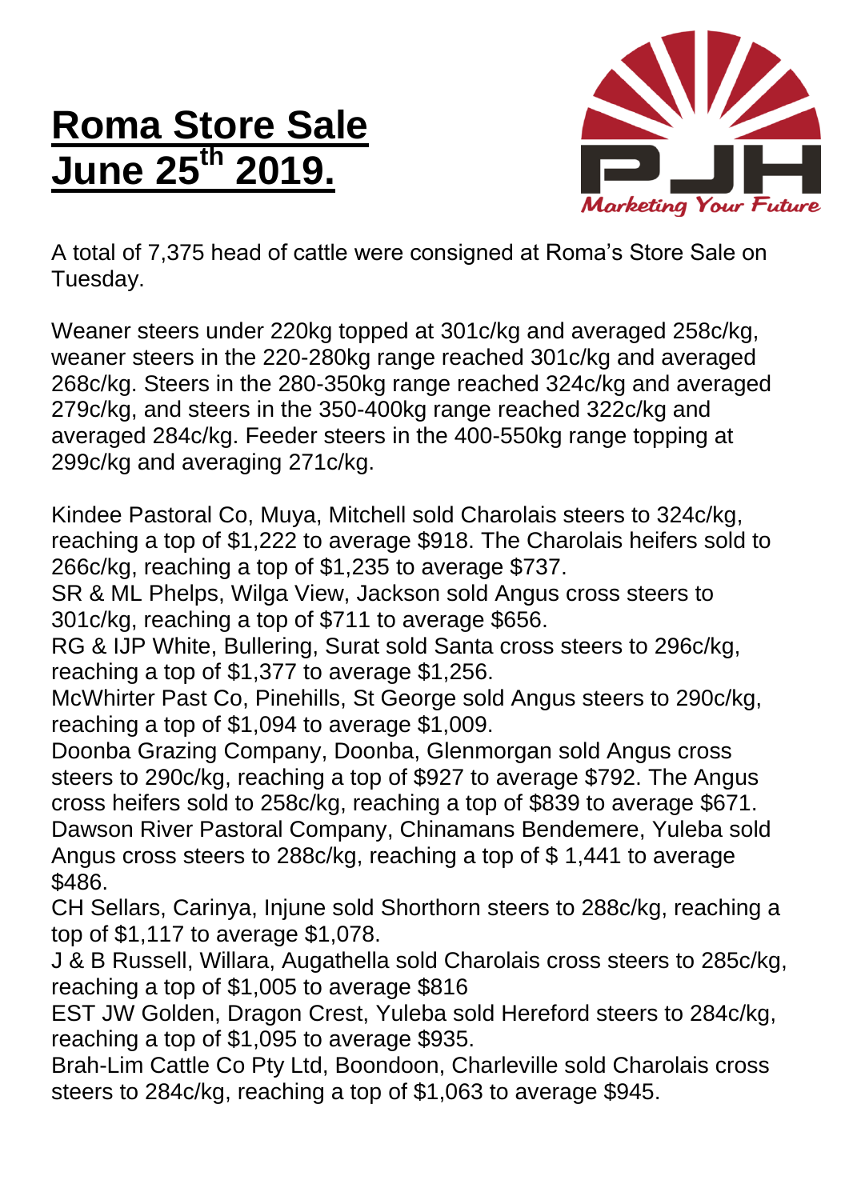# Roma Store Sale June 25th 2019.

A total of 7,375 head of cattle were consigned at Roma's Store Sale on Tuesday.

Weaner steers under 220kg topped at 301c/kg and averaged 258c/kg, weaner steers in the 220-280kg range reached 301c/kg and averaged 268c/kg. Steers in the 280-350kg range reached 324c/kg and averaged 279c/kg, and steers in the 350-400kg range reached 322c/kg and averaged 284c/kg. Feeder steers in the 400-550kg range topping at 299c/kg and averaging 271c/kg.

Kindee Pastoral Co, Muya, Mitchell sold Charolais steers to 324c/kg, reaching a top of $1,222 to average $918. The Charolais heifers sold to 266c/kg, reaching a top of $1,235 to average $737.
SR & ML Phelps, Wilga View, Jackson sold Angus cross steers to 301c/kg, reaching a top of $711 to average $656.
RG & IJP White, Bullering, Surat sold Santa cross steers to 296c/kg, reaching a top of $1,377 to average $1,256.
McWhirter Past Co, Pinehills, St George sold Angus steers to 290c/kg, reaching a top of $1,094 to average $1,009.
Doonba Grazing Company, Doonba, Glenmorgan sold Angus cross steers to 290c/kg, reaching a top of $927 to average $792. The Angus cross heifers sold to 258c/kg, reaching a top of $839 to average $671.
Dawson River Pastoral Company, Chinamans Bendemere, Yuleba sold Angus cross steers to 288c/kg, reaching a top of $ 1,441 to average $486.
CH Sellars, Carinya, Injune sold Shorthorn steers to 288c/kg, reaching a top of $1,117 to average $1,078.
J & B Russell, Willara, Augathella sold Charolais cross steers to 285c/kg, reaching a top of $1,005 to average $816
EST JW Golden, Dragon Crest, Yuleba sold Hereford steers to 284c/kg, reaching a top of $1,095 to average $935.
Brah-Lim Cattle Co Pty Ltd, Boondoon, Charleville sold Charolais cross steers to 284c/kg, reaching a top of $1,063 to average $945.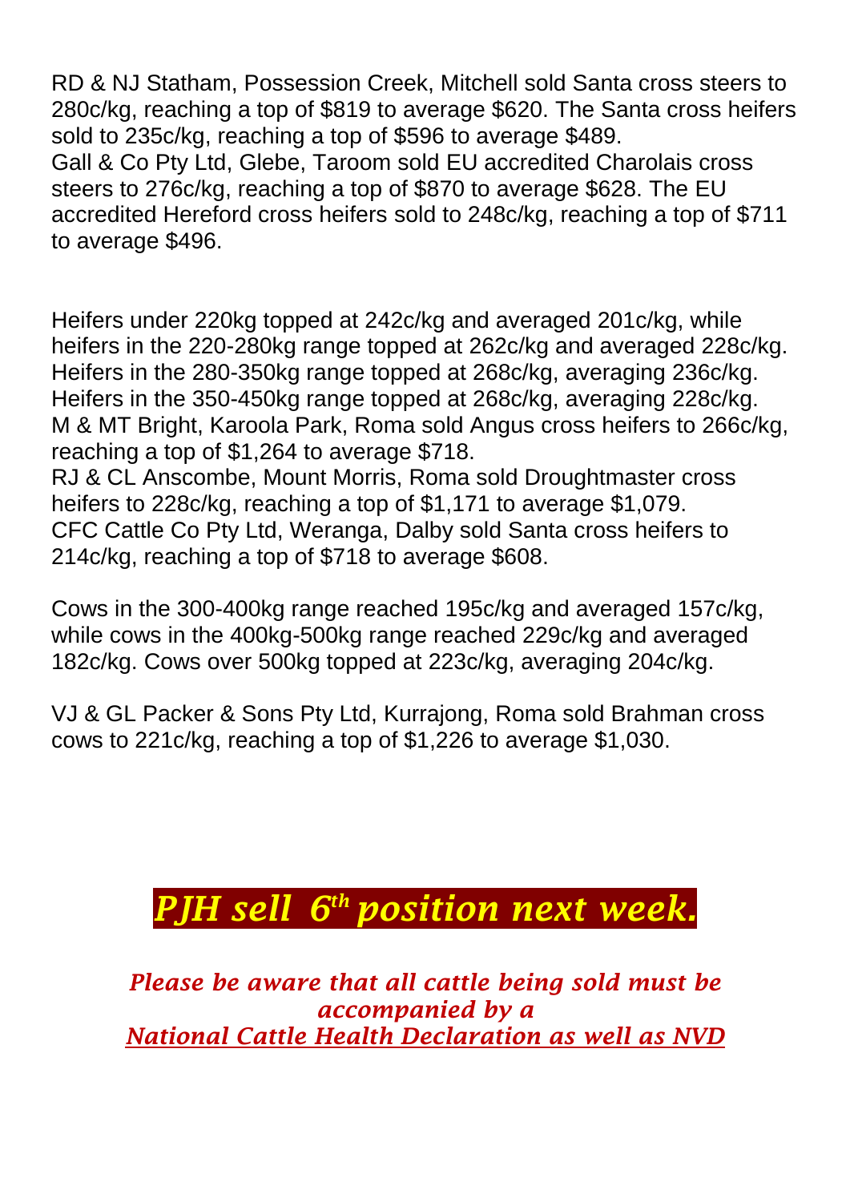RD & NJ Statham, Possession Creek, Mitchell sold Santa cross steers to 280c/kg, reaching a top of $819 to average $620. The Santa cross heifers sold to 235c/kg, reaching a top of $596 to average $489.
Gall & Co Pty Ltd, Glebe, Taroom sold EU accredited Charolais cross steers to 276c/kg, reaching a top of $870 to average $628. The EU accredited Hereford cross heifers sold to 248c/kg, reaching a top of $711 to average $496.

Heifers under 220kg topped at 242c/kg and averaged 201c/kg, while heifers in the 220-280kg range topped at 262c/kg and averaged 228c/kg. Heifers in the 280-350kg range topped at 268c/kg, averaging 236c/kg. Heifers in the 350-450kg range topped at 268c/kg, averaging 228c/kg.
M & MT Bright, Karoola Park, Roma sold Angus cross heifers to 266c/kg, reaching a top of $1,264 to average $718.
RJ & CL Anscombe, Mount Morris, Roma sold Droughtmaster cross heifers to 228c/kg, reaching a top of $1,171 to average $1,079.
CFC Cattle Co Pty Ltd, Weranga, Dalby sold Santa cross heifers to 214c/kg, reaching a top of $718 to average $608.

Cows in the 300-400kg range reached 195c/kg and averaged 157c/kg, while cows in the 400kg-500kg range reached 229c/kg and averaged 182c/kg. Cows over 500kg topped at 223c/kg, averaging 204c/kg.

VJ & GL Packer & Sons Pty Ltd, Kurrajong, Roma sold Brahman cross cows to 221c/kg, reaching a top of $1,226 to average $1,030.

## *PJH sell 6th position next week.*

*Please be aware that all cattle being sold must be accompanied by a*
*National Cattle Health Declaration as well as NVD*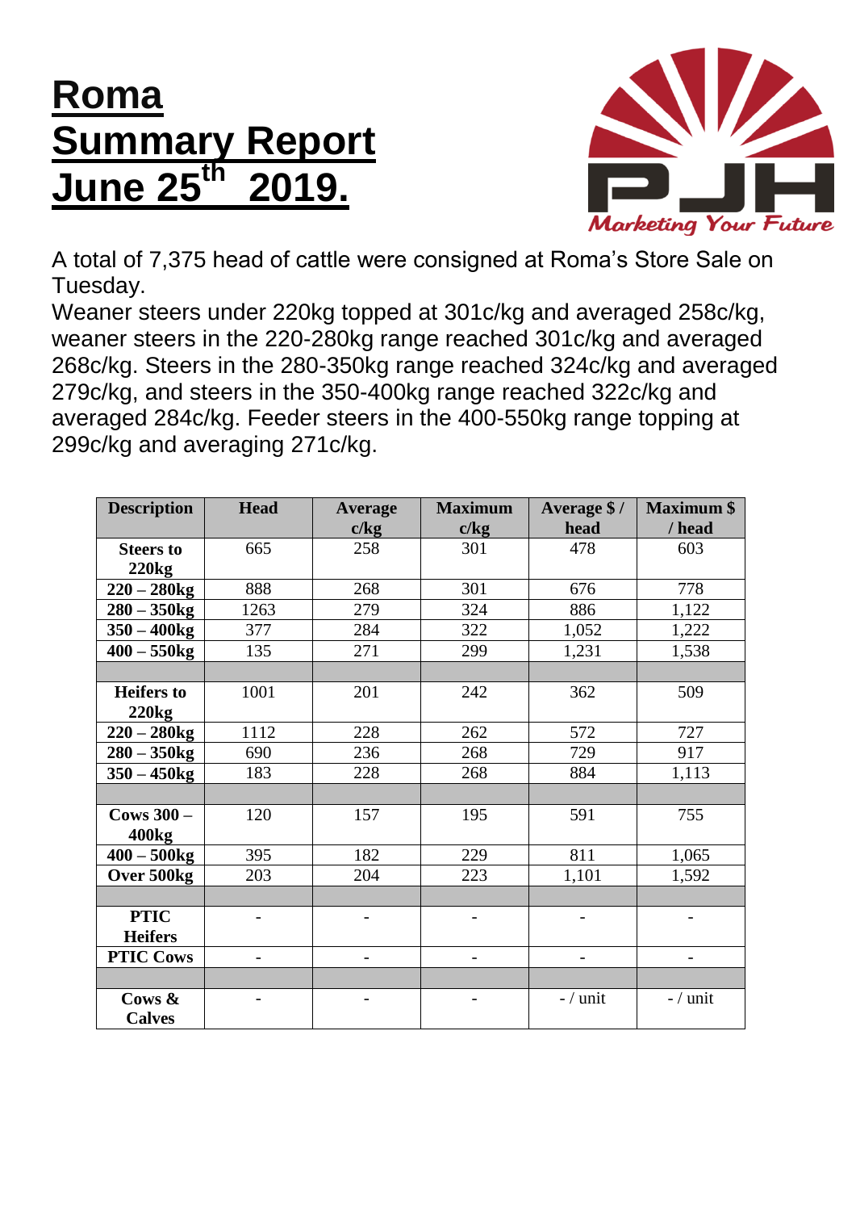# Roma Summary Report June 25th 2019.

PJH
Marketing Your Future

A total of 7,375 head of cattle were consigned at Roma's Store Sale on Tuesday.

Weaner steers under 220kg topped at 301c/kg and averaged 258c/kg, weaner steers in the 220-280kg range reached 301c/kg and averaged 268c/kg. Steers in the 280-350kg range reached 324c/kg and averaged 279c/kg, and steers in the 350-400kg range reached 322c/kg and averaged 284c/kg. Feeder steers in the 400-550kg range topping at 299c/kg and averaging 271c/kg.

| Description | Head | Average c/kg | Maximum c/kg | Average $ / head | Maximum $ / head |
|---|---|---|---|---|---|
| **Steers to 220kg** | 665 | 258 | 301 | 478 | 603 |
| **220 – 280kg** | 888 | 268 | 301 | 676 | 778 |
| **280 – 350kg** | 1263 | 279 | 324 | 886 | 1,122 |
| **350 – 400kg** | 377 | 284 | 322 | 1,052 | 1,222 |
| **400 – 550kg** | 135 | 271 | 299 | 1,231 | 1,538 |
| | | | | | |
| **Heifers to 220kg** | 1001 | 201 | 242 | 362 | 509 |
| **220 – 280kg** | 1112 | 228 | 262 | 572 | 727 |
| **280 – 350kg** | 690 | 236 | 268 | 729 | 917 |
| **350 – 450kg** | 183 | 228 | 268 | 884 | 1,113 |
| | | | | | |
| **Cows 300 – 400kg** | 120 | 157 | 195 | 591 | 755 |
| **400 – 500kg** | 395 | 182 | 229 | 811 | 1,065 |
| **Over 500kg** | 203 | 204 | 223 | 1,101 | 1,592 |
| | | | | | |
| **PTIC Heifers** | - | - | - | - | - |
| **PTIC Cows** | - | - | - | - | - |
| | | | | | |
| **Cows & Calves** | - | - | - | - / unit | - / unit |